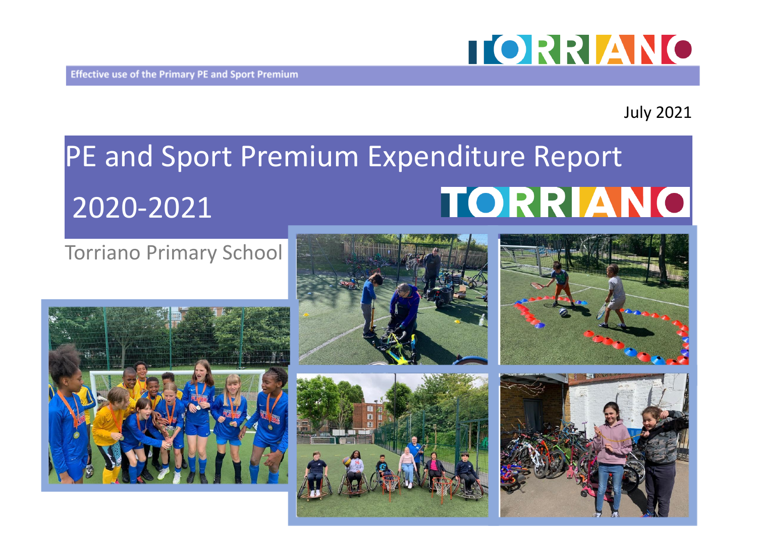Effective use of the Primary PE and Sport Premium

July 2021

# PE and Sport Premium Expenditure Report

# 2020-2021

Torriano Primary School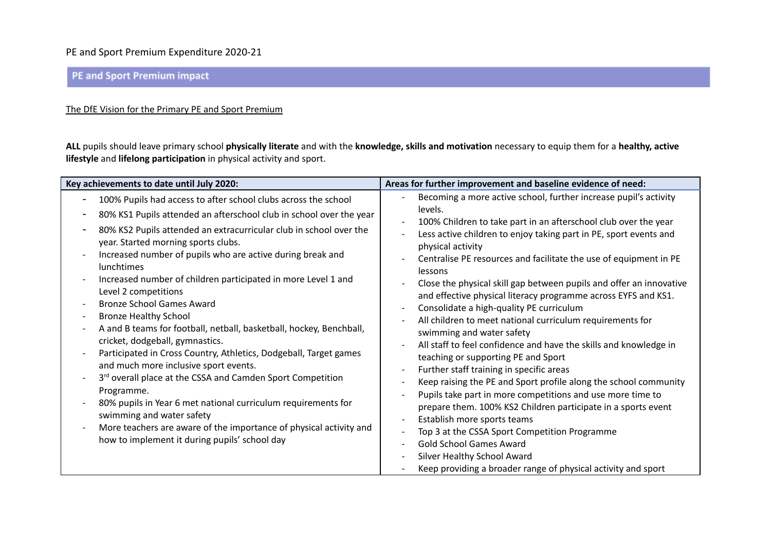PE and Sport Premium Expenditure 2020-21

## PE and Sport Premium impact

The DfE Vision for the Primary PE and Sport Premium

**ALL** pupils should leave primary school **physically literate** and with the **knowledge, skills and motivation** necessary to equip them for a **healthy, active lifestyle** and **lifelong participation** in physical activity and sport.

| Key achievements to date until July 2020: | Areas for further improvement and baseline evidence of need: |
|---|---|
| - 100% Pupils had access to after school clubs across the school<br>- 80% KS1 Pupils attended an afterschool club in school over the year<br>- 80% KS2 Pupils attended an extracurricular club in school over the year. Started morning sports clubs.<br>- Increased number of pupils who are active during break and lunchtimes<br>- Increased number of children participated in more Level 1 and Level 2 competitions<br>- Bronze School Games Award<br>- Bronze Healthy School<br>- A and B teams for football, netball, basketball, hockey, Benchball, cricket, dodgeball, gymnastics.<br>- Participated in Cross Country, Athletics, Dodgeball, Target games and much more inclusive sport events.<br>- 3rd overall place at the CSSA and Camden Sport Competition Programme.<br>- 80% pupils in Year 6 met national curriculum requirements for swimming and water safety<br>- More teachers are aware of the importance of physical activity and how to implement it during pupils' school day | - Becoming a more active school, further increase pupil's activity levels.<br>- 100% Children to take part in an afterschool club over the year<br>- Less active children to enjoy taking part in PE, sport events and physical activity<br>- Centralise PE resources and facilitate the use of equipment in PE lessons<br>- Close the physical skill gap between pupils and offer an innovative and effective physical literacy programme across EYFS and KS1.<br>- Consolidate a high-quality PE curriculum<br>- All children to meet national curriculum requirements for swimming and water safety<br>- All staff to feel confidence and have the skills and knowledge in teaching or supporting PE and Sport<br>- Further staff training in specific areas<br>- Keep raising the PE and Sport profile along the school community<br>- Pupils take part in more competitions and use more time to prepare them. 100% KS2 Children participate in a sports event<br>- Establish more sports teams<br>- Top 3 at the CSSA Sport Competition Programme<br>- Gold School Games Award<br>- Silver Healthy School Award<br>- Keep providing a broader range of physical activity and sport |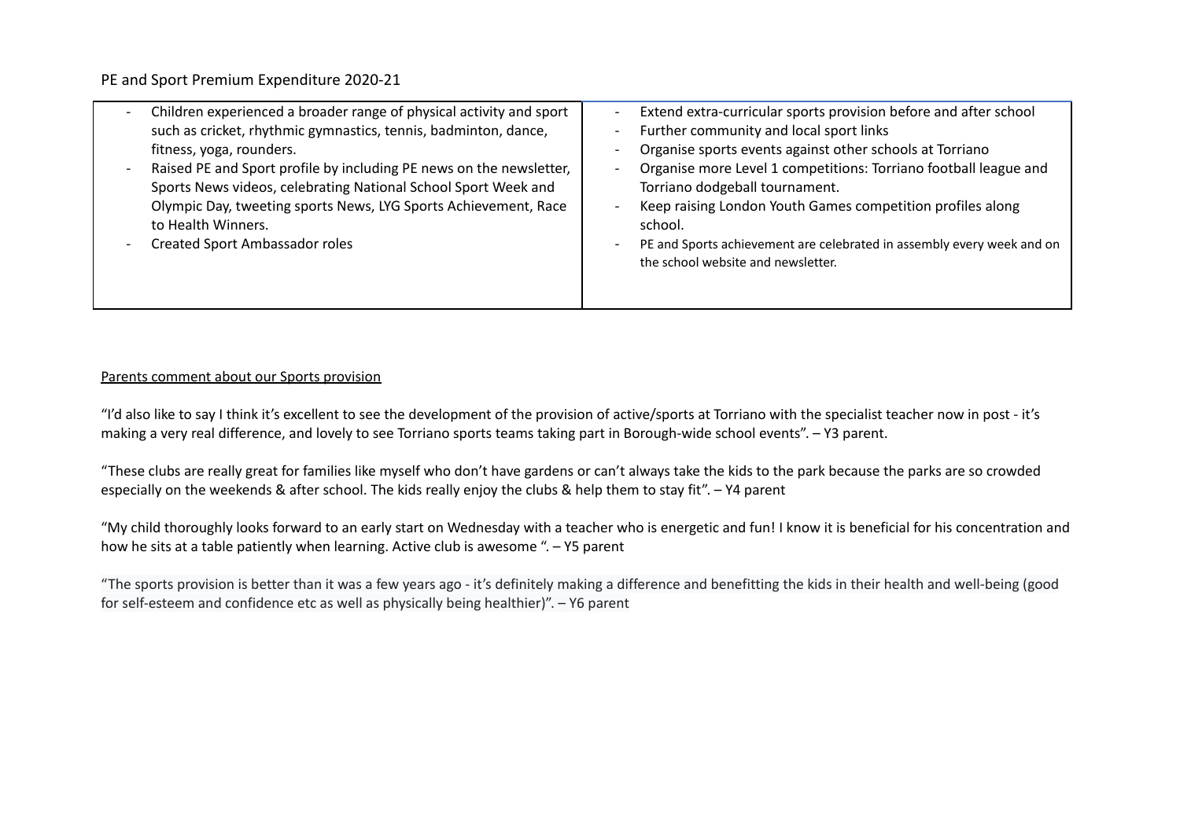PE and Sport Premium Expenditure 2020-21

| | |
|---|---|
| - Children experienced a broader range of physical activity and sport such as cricket, rhythmic gymnastics, tennis, badminton, dance, fitness, yoga, rounders.<br>- Raised PE and Sport profile by including PE news on the newsletter, Sports News videos, celebrating National School Sport Week and Olympic Day, tweeting sports News, LYG Sports Achievement, Race to Health Winners.<br>- Created Sport Ambassador roles | - Extend extra-curricular sports provision before and after school<br>- Further community and local sport links<br>- Organise sports events against other schools at Torriano<br>- Organise more Level 1 competitions: Torriano football league and Torriano dodgeball tournament.<br>- Keep raising London Youth Games competition profiles along school.<br>- PE and Sports achievement are celebrated in assembly every week and on the school website and newsletter. |

<u>Parents comment about our Sports provision</u>

"I'd also like to say I think it's excellent to see the development of the provision of active/sports at Torriano with the specialist teacher now in post - it's making a very real difference, and lovely to see Torriano sports teams taking part in Borough-wide school events". – Y3 parent.

"These clubs are really great for families like myself who don't have gardens or can't always take the kids to the park because the parks are so crowded especially on the weekends & after school. The kids really enjoy the clubs & help them to stay fit". – Y4 parent

"My child thoroughly looks forward to an early start on Wednesday with a teacher who is energetic and fun! I know it is beneficial for his concentration and how he sits at a table patiently when learning. Active club is awesome ". – Y5 parent

"The sports provision is better than it was a few years ago - it's definitely making a difference and benefitting the kids in their health and well-being (good for self-esteem and confidence etc as well as physically being healthier)". – Y6 parent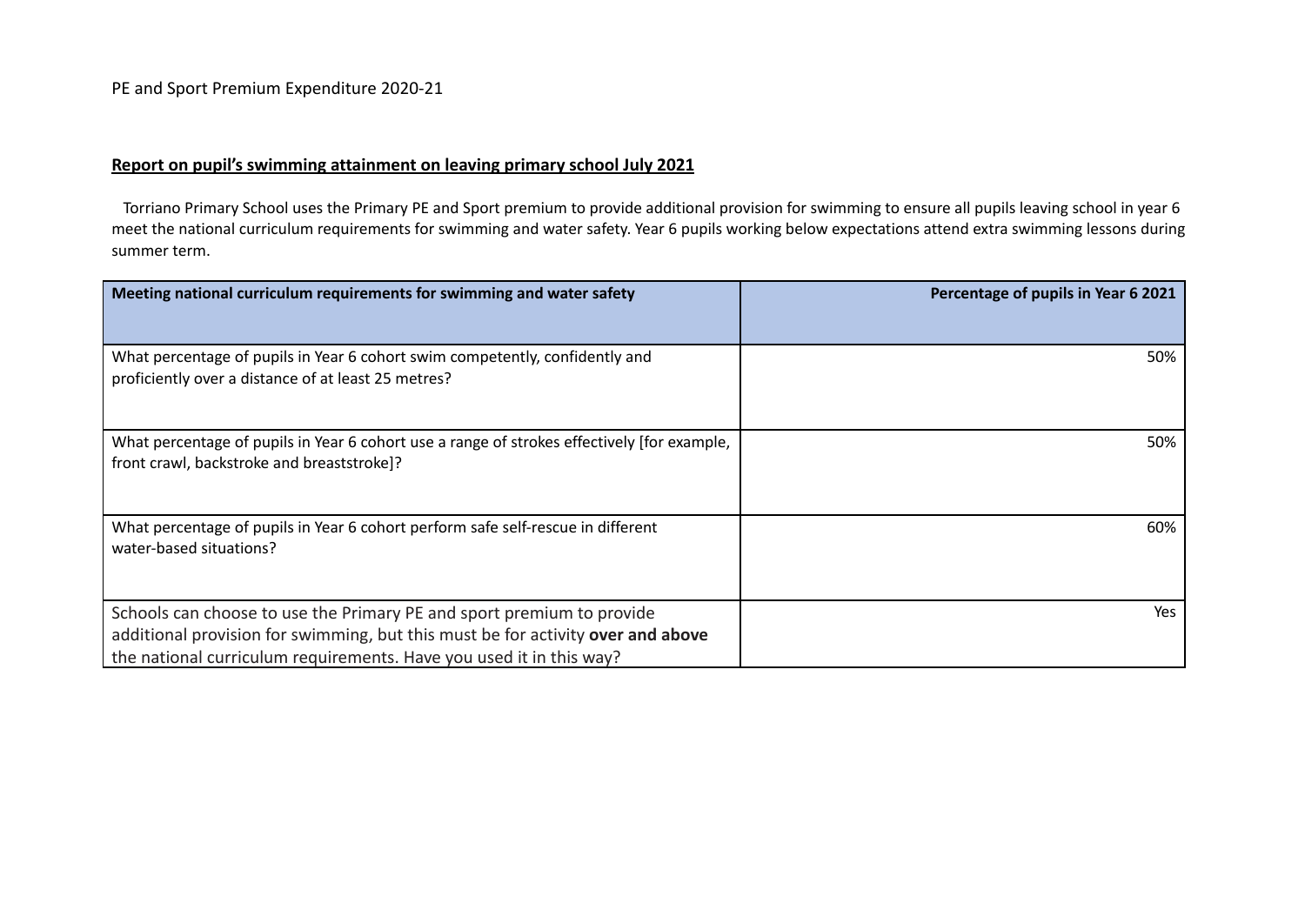PE and Sport Premium Expenditure 2020-21

**Report on pupil's swimming attainment on leaving primary school July 2021**

Torriano Primary School uses the Primary PE and Sport premium to provide additional provision for swimming to ensure all pupils leaving school in year 6 meet the national curriculum requirements for swimming and water safety. Year 6 pupils working below expectations attend extra swimming lessons during summer term.

| **Meeting national curriculum requirements for swimming and water safety** | **Percentage of pupils in Year 6 2021** |
| --- | --- |
| What percentage of pupils in Year 6 cohort swim competently, confidently and proficiently over a distance of at least 25 metres? | 50% |
| What percentage of pupils in Year 6 cohort use a range of strokes effectively [for example, front crawl, backstroke and breaststroke]? | 50% |
| What percentage of pupils in Year 6 cohort perform safe self-rescue in different water-based situations? | 60% |
| Schools can choose to use the Primary PE and sport premium to provide additional provision for swimming, but this must be for activity **over and above** the national curriculum requirements. Have you used it in this way? | Yes |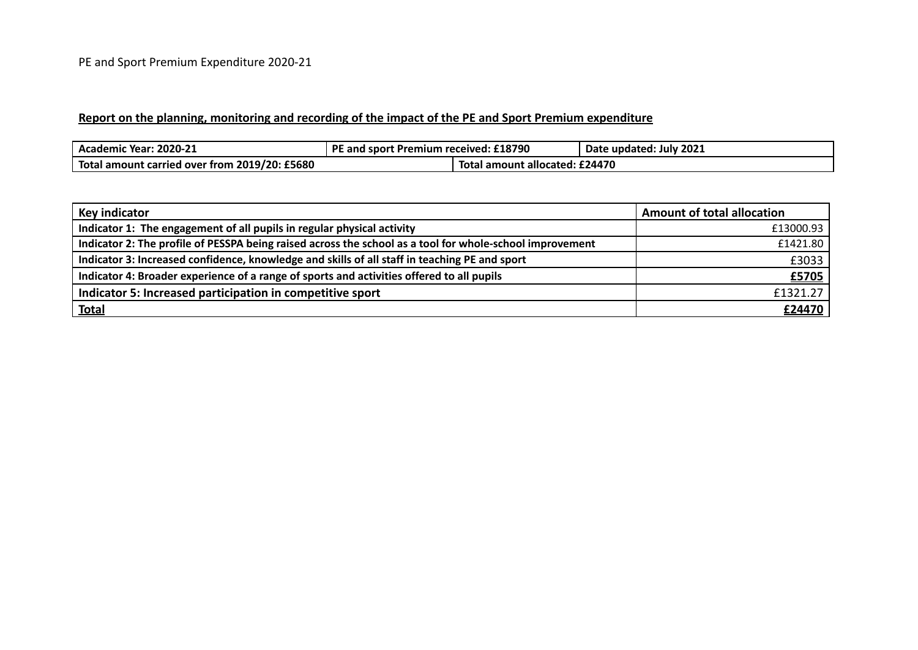PE and Sport Premium Expenditure 2020-21

**Report on the planning, monitoring and recording of the impact of the PE and Sport Premium expenditure**

| Academic Year: 2020-21 | PE and sport Premium received: £18790 | Date updated: July 2021 |
|---|---|---|
| Total amount carried over from 2019/20: £5680 | Total amount allocated: £24470 | |

| Key indicator | Amount of total allocation |
|---|---|
| **Indicator 1: The engagement of all pupils in regular physical activity** | £13000.93 |
| **Indicator 2: The profile of PESSPA being raised across the school as a tool for whole-school improvement** | £1421.80 |
| **Indicator 3: Increased confidence, knowledge and skills of all staff in teaching PE and sport** | £3033 |
| **Indicator 4: Broader experience of a range of sports and activities offered to all pupils** | **£5705** |
| **Indicator 5: Increased participation in competitive sport** | £1321.27 |
| **Total** | **£24470** |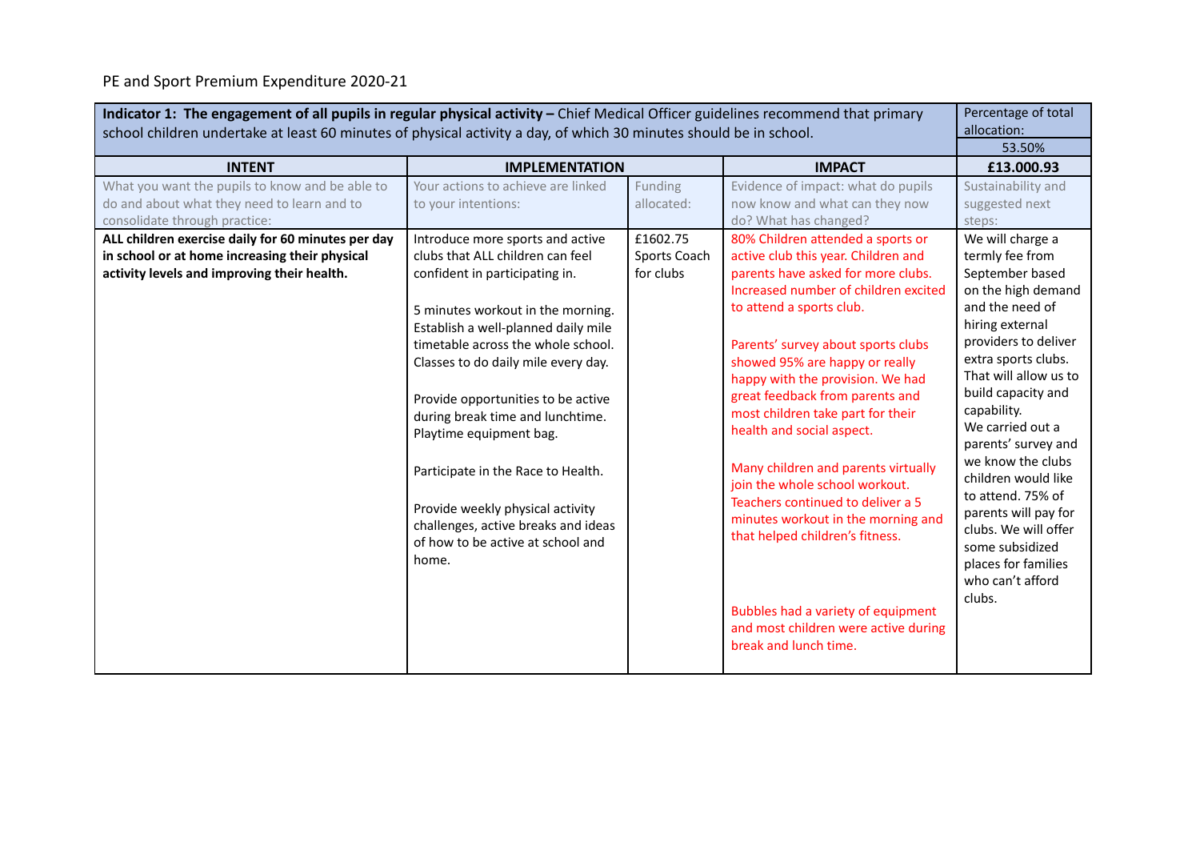PE and Sport Premium Expenditure 2020-21

| **Indicator 1: The engagement of all pupils in regular physical activity –** Chief Medical Officer guidelines recommend that primary school children undertake at least 60 minutes of physical activity a day, of which 30 minutes should be in school. | | | | Percentage of total allocation: 53.50% |
|---|---|---|---|---|
| **INTENT** | **IMPLEMENTATION** | | **IMPACT** | **£13.000.93** |
| What you want the pupils to know and be able to do and about what they need to learn and to consolidate through practice: | Your actions to achieve are linked to your intentions: | Funding allocated: | Evidence of impact: what do pupils now know and what can they now do? What has changed? | Sustainability and suggested next steps: |
| **ALL children exercise daily for 60 minutes per day in school or at home increasing their physical activity levels and improving their health.** | Introduce more sports and active clubs that ALL children can feel confident in participating in.<br><br>5 minutes workout in the morning. Establish a well-planned daily mile timetable across the whole school. Classes to do daily mile every day.<br><br>Provide opportunities to be active during break time and lunchtime. Playtime equipment bag.<br><br>Participate in the Race to Health.<br><br>Provide weekly physical activity challenges, active breaks and ideas of how to be active at school and home. | £1602.75 Sports Coach for clubs | 80% Children attended a sports or active club this year. Children and parents have asked for more clubs. Increased number of children excited to attend a sports club.<br><br>Parents' survey about sports clubs showed 95% are happy or really happy with the provision. We had great feedback from parents and most children take part for their health and social aspect.<br><br>Many children and parents virtually join the whole school workout. Teachers continued to deliver a 5 minutes workout in the morning and that helped children's fitness.<br><br>Bubbles had a variety of equipment and most children were active during break and lunch time. | We will charge a termly fee from September based on the high demand and the need of hiring external providers to deliver extra sports clubs. That will allow us to build capacity and capability.<br>We carried out a parents' survey and we know the clubs children would like to attend. 75% of parents will pay for clubs. We will offer some subsidized places for families who can't afford clubs. |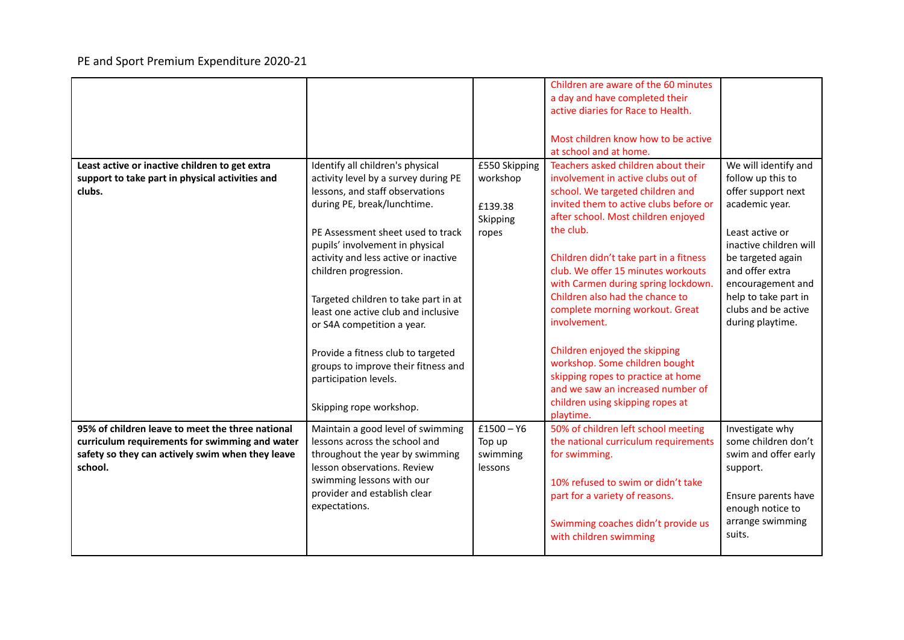PE and Sport Premium Expenditure 2020-21

| | | | | |
|---|---|---|---|---|
| | | | Children are aware of the 60 minutes a day and have completed their active diaries for Race to Health.<br><br>Most children know how to be active at school and at home. | |
| **Least active or inactive children to get extra support to take part in physical activities and clubs.** | Identify all children's physical activity level by a survey during PE lessons, and staff observations during PE, break/lunchtime.<br><br>PE Assessment sheet used to track pupils' involvement in physical activity and less active or inactive children progression.<br><br>Targeted children to take part in at least one active club and inclusive or S4A competition a year.<br><br>Provide a fitness club to targeted groups to improve their fitness and participation levels.<br><br>Skipping rope workshop. | £550 Skipping workshop<br><br>£139.38 Skipping ropes | Teachers asked children about their involvement in active clubs out of school. We targeted children and invited them to active clubs before or after school. Most children enjoyed the club.<br><br>Children didn't take part in a fitness club. We offer 15 minutes workouts with Carmen during spring lockdown. Children also had the chance to complete morning workout. Great involvement.<br><br>Children enjoyed the skipping workshop. Some children bought skipping ropes to practice at home and we saw an increased number of children using skipping ropes at playtime. | We will identify and follow up this to offer support next academic year.<br><br>Least active or inactive children will be targeted again and offer extra encouragement and help to take part in clubs and be active during playtime. |
| **95% of children leave to meet the three national curriculum requirements for swimming and water safety so they can actively swim when they leave school.** | Maintain a good level of swimming lessons across the school and throughout the year by swimming lesson observations. Review swimming lessons with our provider and establish clear expectations. | £1500 – Y6 Top up swimming lessons | 50% of children left school meeting the national curriculum requirements for swimming.<br><br>10% refused to swim or didn't take part for a variety of reasons.<br><br>Swimming coaches didn't provide us with children swimming | Investigate why some children don't swim and offer early support.<br><br>Ensure parents have enough notice to arrange swimming suits. |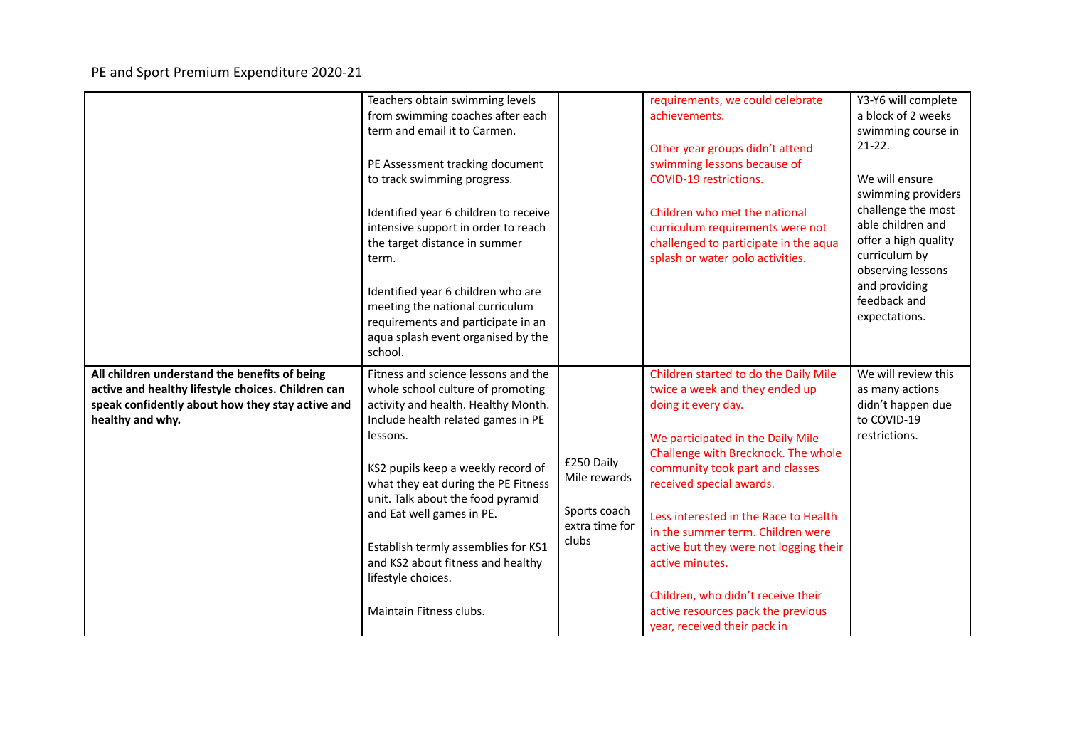PE and Sport Premium Expenditure 2020-21

| | | | | |
|---|---|---|---|---|
| | Teachers obtain swimming levels from swimming coaches after each term and email it to Carmen.<br><br>PE Assessment tracking document to track swimming progress.<br><br>Identified year 6 children to receive intensive support in order to reach the target distance in summer term.<br><br>Identified year 6 children who are meeting the national curriculum requirements and participate in an aqua splash event organised by the school. | | requirements, we could celebrate achievements.<br><br>Other year groups didn't attend swimming lessons because of COVID-19 restrictions.<br><br>Children who met the national curriculum requirements were not challenged to participate in the aqua splash or water polo activities. | Y3-Y6 will complete a block of 2 weeks swimming course in 21-22.<br><br>We will ensure swimming providers challenge the most able children and offer a high quality curriculum by observing lessons and providing feedback and expectations. |
| **All children understand the benefits of being active and healthy lifestyle choices. Children can speak confidently about how they stay active and healthy and why.** | Fitness and science lessons and the whole school culture of promoting activity and health. Healthy Month. Include health related games in PE lessons.<br><br>KS2 pupils keep a weekly record of what they eat during the PE Fitness unit. Talk about the food pyramid and Eat well games in PE.<br><br>Establish termly assemblies for KS1 and KS2 about fitness and healthy lifestyle choices.<br><br>Maintain Fitness clubs. | £250 Daily Mile rewards<br><br>Sports coach extra time for clubs | Children started to do the Daily Mile twice a week and they ended up doing it every day.<br><br>We participated in the Daily Mile Challenge with Brecknock. The whole community took part and classes received special awards.<br><br>Less interested in the Race to Health in the summer term. Children were active but they were not logging their active minutes.<br><br>Children, who didn't receive their active resources pack the previous year, received their pack in | We will review this as many actions didn't happen due to COVID-19 restrictions. |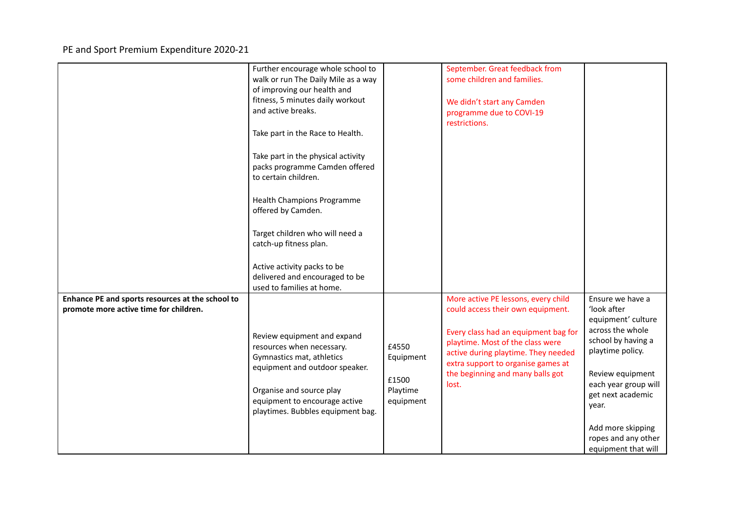PE and Sport Premium Expenditure 2020-21

| | | | | |
|---|---|---|---|---|
| | Further encourage whole school to walk or run The Daily Mile as a way of improving our health and fitness, 5 minutes daily workout and active breaks.<br><br>Take part in the Race to Health.<br><br>Take part in the physical activity packs programme Camden offered to certain children.<br><br>Health Champions Programme offered by Camden.<br><br>Target children who will need a catch-up fitness plan.<br><br>Active activity packs to be delivered and encouraged to be used to families at home. | | September. Great feedback from some children and families.<br><br>We didn't start any Camden programme due to COVI-19 restrictions. | |
| **Enhance PE and sports resources at the school to promote more active time for children.** | Review equipment and expand resources when necessary. Gymnastics mat, athletics equipment and outdoor speaker.<br><br>Organise and source play equipment to encourage active playtimes. Bubbles equipment bag. | £4550 Equipment<br><br>£1500 Playtime equipment | More active PE lessons, every child could access their own equipment.<br><br>Every class had an equipment bag for playtime. Most of the class were active during playtime. They needed extra support to organise games at the beginning and many balls got lost. | Ensure we have a 'look after equipment' culture across the whole school by having a playtime policy.<br><br>Review equipment each year group will get next academic year.<br><br>Add more skipping ropes and any other equipment that will |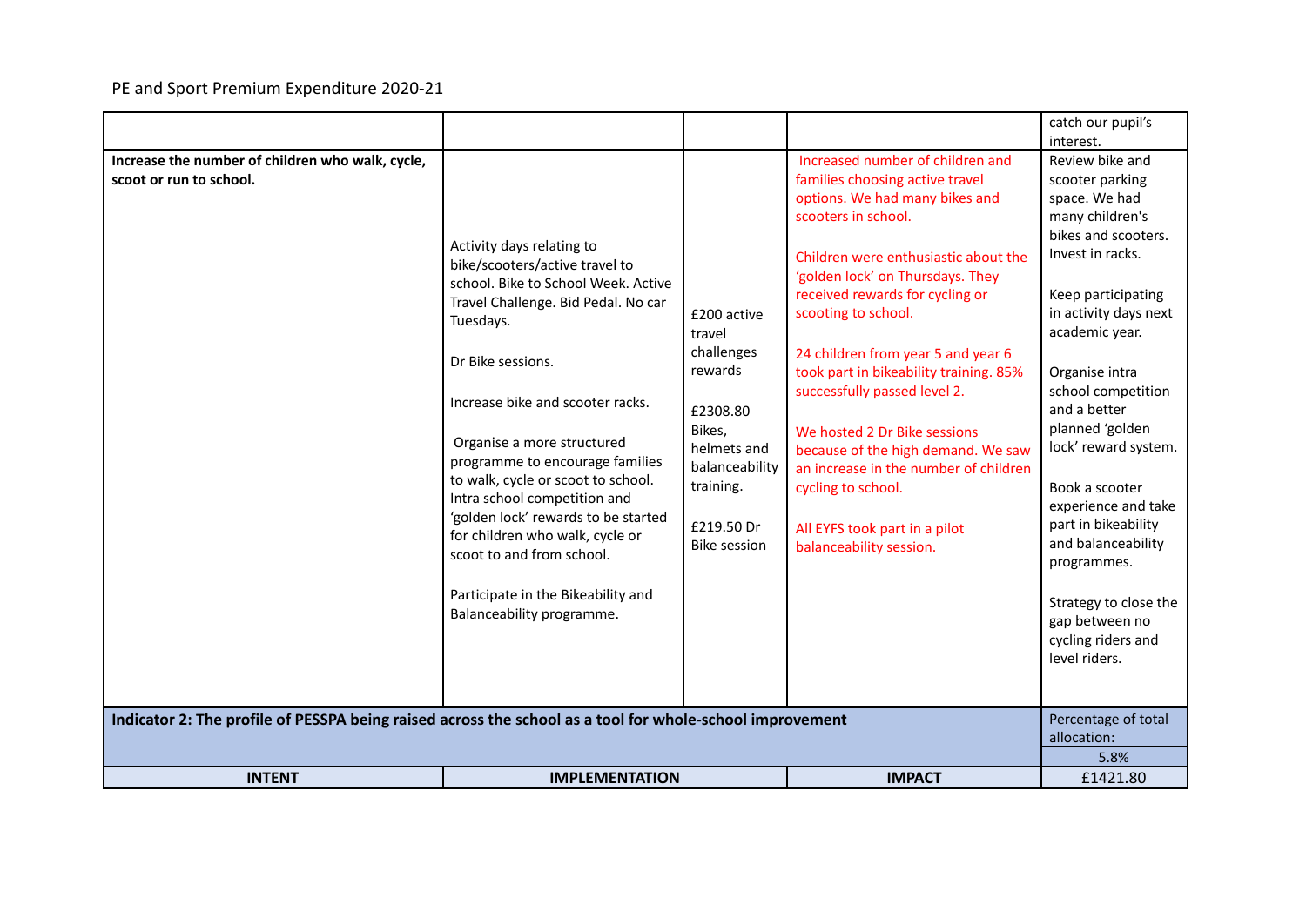PE and Sport Premium Expenditure 2020-21

| | | | | |
|---|---|---|---|---|
| | | | | catch our pupil's interest. |
| **Increase the number of children who walk, cycle, scoot or run to school.** | Activity days relating to bike/scooters/active travel to school. Bike to School Week. Active Travel Challenge. Bid Pedal. No car Tuesdays.<br><br>Dr Bike sessions.<br><br>Increase bike and scooter racks.<br><br>Organise a more structured programme to encourage families to walk, cycle or scoot to school. Intra school competition and 'golden lock' rewards to be started for children who walk, cycle or scoot to and from school.<br><br>Participate in the Bikeability and Balanceability programme. | £200 active travel challenges rewards<br><br>£2308.80 Bikes, helmets and balanceability training.<br><br>£219.50 Dr Bike session | Increased number of children and families choosing active travel options. We had many bikes and scooters in school.<br><br>Children were enthusiastic about the 'golden lock' on Thursdays. They received rewards for cycling or scooting to school.<br><br>24 children from year 5 and year 6 took part in bikeability training. 85% successfully passed level 2.<br><br>We hosted 2 Dr Bike sessions because of the high demand. We saw an increase in the number of children cycling to school.<br><br>All EYFS took part in a pilot balanceability session. | Review bike and scooter parking space. We had many children's bikes and scooters. Invest in racks.<br><br>Keep participating in activity days next academic year.<br><br>Organise intra school competition and a better planned 'golden lock' reward system.<br><br>Book a scooter experience and take part in bikeability and balanceability programmes.<br><br>Strategy to close the gap between no cycling riders and level riders. |
| **Indicator 2: The profile of PESSPA being raised across the school as a tool for whole-school improvement** | | | | Percentage of total allocation:<br>5.8% |
| **INTENT** | **IMPLEMENTATION** | | **IMPACT** | £1421.80 |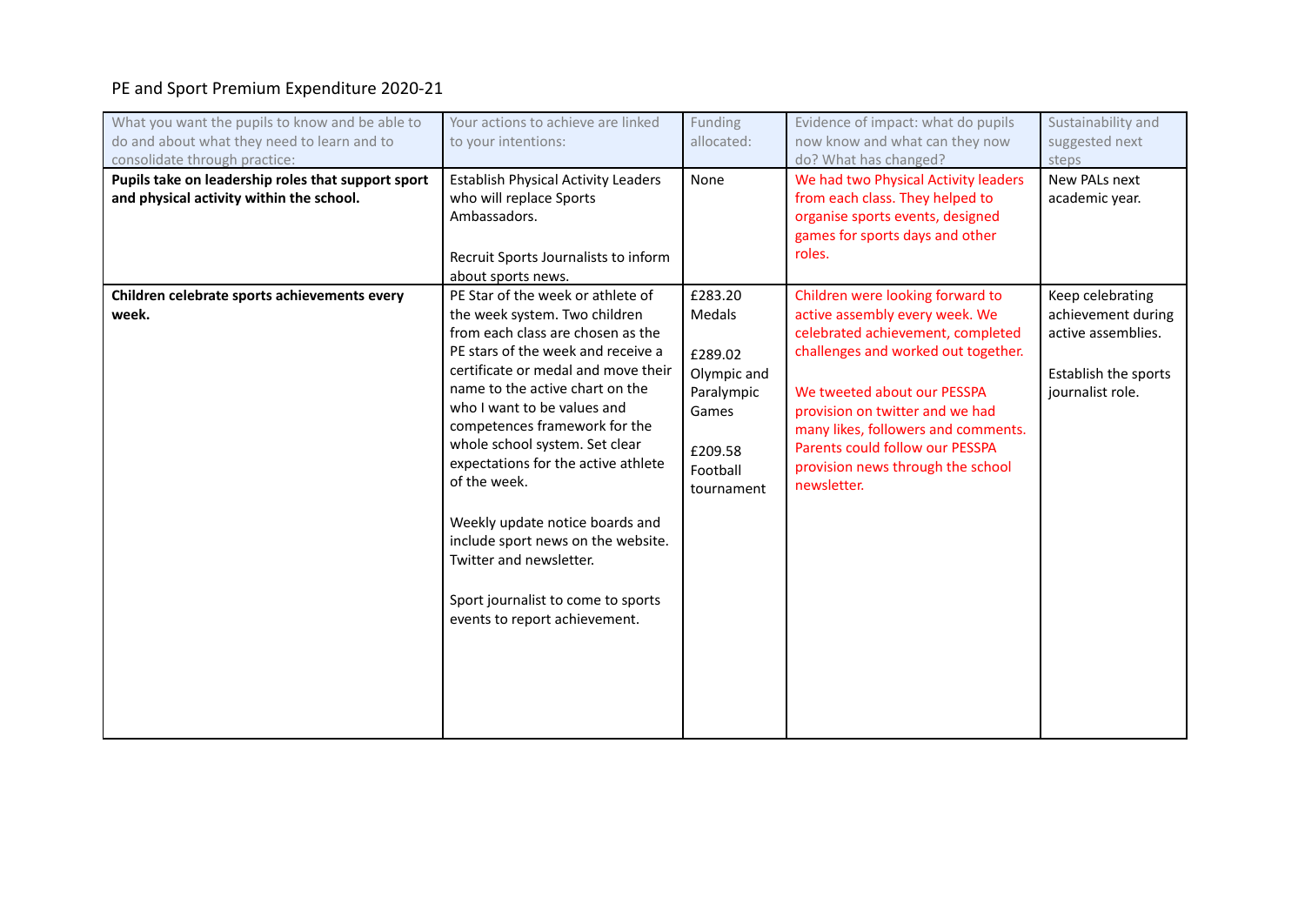PE and Sport Premium Expenditure 2020-21

| What you want the pupils to know and be able to do and about what they need to learn and to consolidate through practice: | Your actions to achieve are linked to your intentions: | Funding allocated: | Evidence of impact: what do pupils now know and what can they now do? What has changed? | Sustainability and suggested next steps |
|---|---|---|---|---|
| **Pupils take on leadership roles that support sport and physical activity within the school.** | Establish Physical Activity Leaders who will replace Sports Ambassadors.<br><br>Recruit Sports Journalists to inform about sports news. | None | We had two Physical Activity leaders from each class. They helped to organise sports events, designed games for sports days and other roles. | New PALs next academic year. |
| **Children celebrate sports achievements every week.** | PE Star of the week or athlete of the week system. Two children from each class are chosen as the PE stars of the week and receive a certificate or medal and move their name to the active chart on the who I want to be values and competences framework for the whole school system. Set clear expectations for the active athlete of the week.<br><br>Weekly update notice boards and include sport news on the website. Twitter and newsletter.<br><br>Sport journalist to come to sports events to report achievement. | £283.20 Medals<br><br>£289.02 Olympic and Paralympic Games<br><br>£209.58 Football tournament | Children were looking forward to active assembly every week. We celebrated achievement, completed challenges and worked out together.<br><br>We tweeted about our PESSPA provision on twitter and we had many likes, followers and comments. Parents could follow our PESSPA provision news through the school newsletter. | Keep celebrating achievement during active assemblies.<br><br>Establish the sports journalist role. |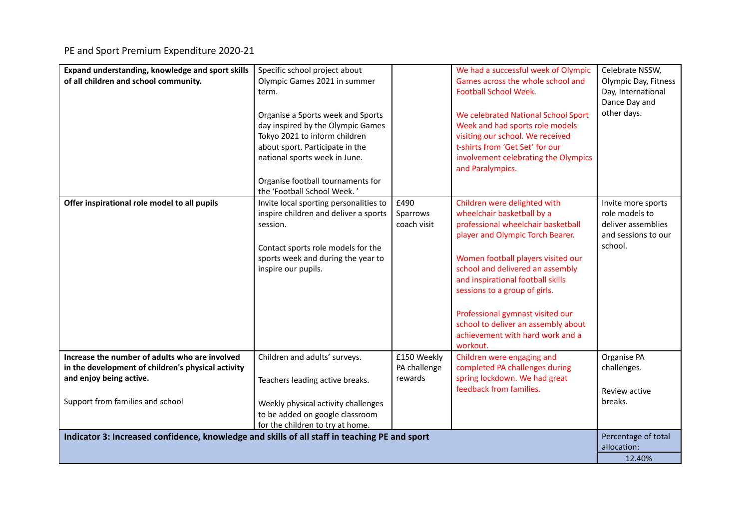PE and Sport Premium Expenditure 2020-21

| | | | | |
|---|---|---|---|---|
| **Expand understanding, knowledge and sport skills of all children and school community.** | Specific school project about Olympic Games 2021 in summer term.<br><br>Organise a Sports week and Sports day inspired by the Olympic Games Tokyo 2021 to inform children about sport. Participate in the national sports week in June.<br><br>Organise football tournaments for the 'Football School Week. ' | | We had a successful week of Olympic Games across the whole school and Football School Week.<br><br>We celebrated National School Sport Week and had sports role models visiting our school. We received t-shirts from 'Get Set' for our involvement celebrating the Olympics and Paralympics. | Celebrate NSSW, Olympic Day, Fitness Day, International Dance Day and other days. |
| **Offer inspirational role model to all pupils** | Invite local sporting personalities to inspire children and deliver a sports session.<br><br>Contact sports role models for the sports week and during the year to inspire our pupils. | £490 Sparrows coach visit | Children were delighted with wheelchair basketball by a professional wheelchair basketball player and Olympic Torch Bearer.<br><br>Women football players visited our school and delivered an assembly and inspirational football skills sessions to a group of girls.<br><br>Professional gymnast visited our school to deliver an assembly about achievement with hard work and a workout. | Invite more sports role models to deliver assemblies and sessions to our school. |
| **Increase the number of adults who are involved in the development of children's physical activity and enjoy being active.**<br><br>Support from families and school | Children and adults' surveys.<br><br>Teachers leading active breaks.<br><br>Weekly physical activity challenges to be added on google classroom for the children to try at home. | £150 Weekly PA challenge rewards | Children were engaging and completed PA challenges during spring lockdown. We had great feedback from families. | Organise PA challenges.<br><br>Review active breaks. |
| **Indicator 3: Increased confidence, knowledge and skills of all staff in teaching PE and sport** | | | | Percentage of total allocation:<br>12.40% |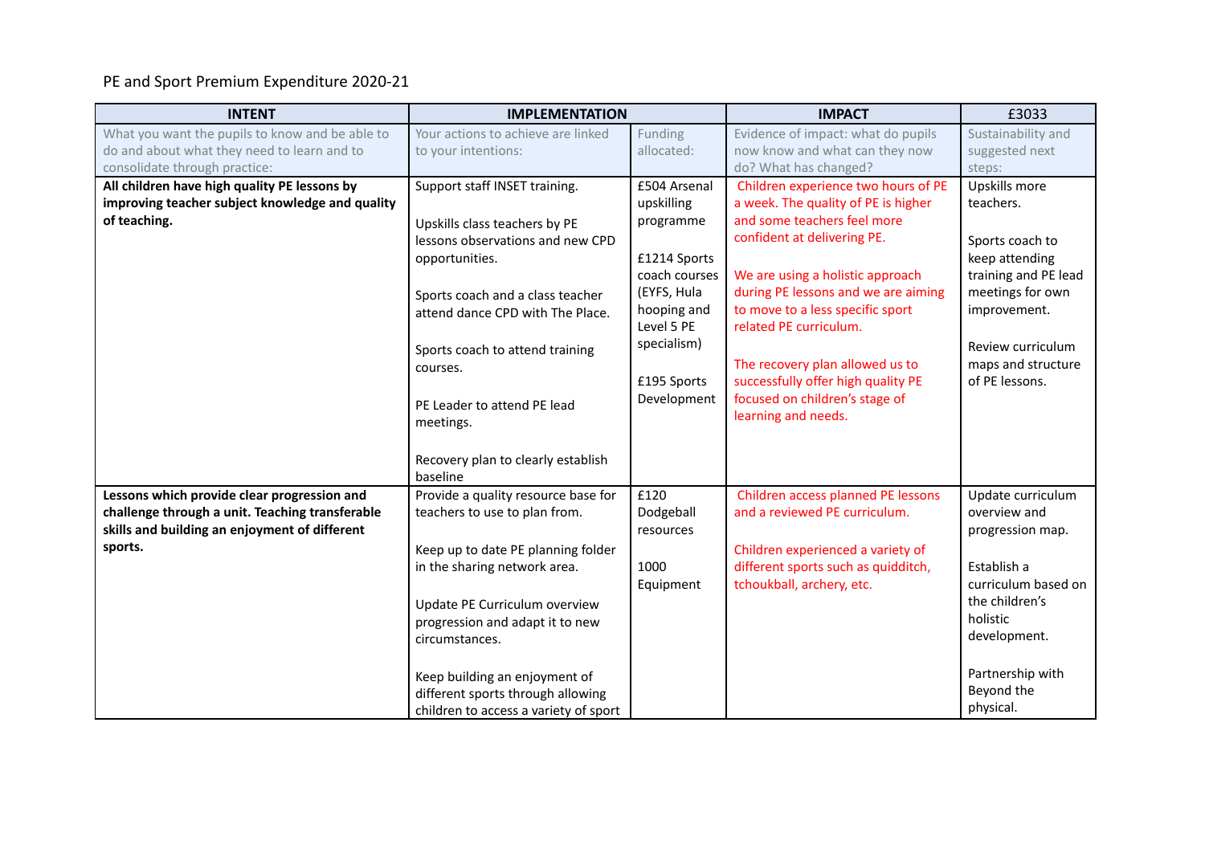PE and Sport Premium Expenditure 2020-21

| INTENT | IMPLEMENTATION | | IMPACT | £3033 |
|---|---|---|---|---|
| What you want the pupils to know and be able to do and about what they need to learn and to consolidate through practice: | Your actions to achieve are linked to your intentions: | Funding allocated: | Evidence of impact: what do pupils now know and what can they now do? What has changed? | Sustainability and suggested next steps: |
| **All children have high quality PE lessons by improving teacher subject knowledge and quality of teaching.** | Support staff INSET training.<br><br>Upskills class teachers by PE lessons observations and new CPD opportunities.<br><br>Sports coach and a class teacher attend dance CPD with The Place.<br><br>Sports coach to attend training courses.<br><br>PE Leader to attend PE lead meetings.<br><br>Recovery plan to clearly establish baseline | £504 Arsenal upskilling programme<br><br>£1214 Sports coach courses (EYFS, Hula hooping and Level 5 PE specialism)<br><br>£195 Sports Development | Children experience two hours of PE a week. The quality of PE is higher and some teachers feel more confident at delivering PE.<br><br>We are using a holistic approach during PE lessons and we are aiming to move to a less specific sport related PE curriculum.<br><br>The recovery plan allowed us to successfully offer high quality PE focused on children's stage of learning and needs. | Upskills more teachers.<br><br>Sports coach to keep attending training and PE lead meetings for own improvement.<br><br>Review curriculum maps and structure of PE lessons. |
| **Lessons which provide clear progression and challenge through a unit. Teaching transferable skills and building an enjoyment of different sports.** | Provide a quality resource base for teachers to use to plan from.<br><br>Keep up to date PE planning folder in the sharing network area.<br><br>Update PE Curriculum overview progression and adapt it to new circumstances.<br><br>Keep building an enjoyment of different sports through allowing children to access a variety of sport | £120 Dodgeball resources<br><br>1000 Equipment | Children access planned PE lessons and a reviewed PE curriculum.<br><br>Children experienced a variety of different sports such as quidditch, tchoukball, archery, etc. | Update curriculum overview and progression map.<br><br>Establish a curriculum based on the children's holistic development.<br><br>Partnership with Beyond the physical. |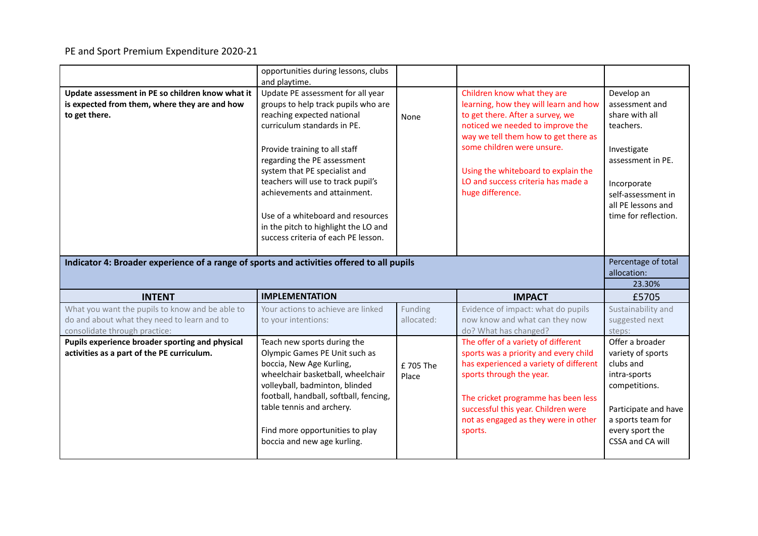PE and Sport Premium Expenditure 2020-21

| | | | | |
|---|---|---|---|---|
| | opportunities during lessons, clubs and playtime. | | | |
| **Update assessment in PE so children know what it is expected from them, where they are and how to get there.** | Update PE assessment for all year groups to help track pupils who are reaching expected national curriculum standards in PE.<br><br>Provide training to all staff regarding the PE assessment system that PE specialist and teachers will use to track pupil's achievements and attainment.<br><br>Use of a whiteboard and resources in the pitch to highlight the LO and success criteria of each PE lesson. | None | Children know what they are learning, how they will learn and how to get there. After a survey, we noticed we needed to improve the way we tell them how to get there as some children were unsure.<br><br>Using the whiteboard to explain the LO and success criteria has made a huge difference. | Develop an assessment and share with all teachers.<br><br>Investigate assessment in PE.<br><br>Incorporate self-assessment in all PE lessons and time for reflection. |

| **Indicator 4: Broader experience of a range of sports and activities offered to all pupils** | | | | Percentage of total allocation:<br>23.30% |
|---|---|---|---|---|
| **INTENT** | **IMPLEMENTATION** | | **IMPACT** | £5705 |
| What you want the pupils to know and be able to do and about what they need to learn and to consolidate through practice: | Your actions to achieve are linked to your intentions: | Funding allocated: | Evidence of impact: what do pupils now know and what can they now do? What has changed? | Sustainability and suggested next steps: |
| **Pupils experience broader sporting and physical activities as a part of the PE curriculum.** | Teach new sports during the Olympic Games PE Unit such as boccia, New Age Kurling, wheelchair basketball, wheelchair volleyball, badminton, blinded football, handball, softball, fencing, table tennis and archery.<br><br>Find more opportunities to play boccia and new age kurling. | £ 705 The Place | The offer of a variety of different sports was a priority and every child has experienced a variety of different sports through the year.<br><br>The cricket programme has been less successful this year. Children were not as engaged as they were in other sports. | Offer a broader variety of sports clubs and intra-sports competitions.<br><br>Participate and have a sports team for every sport the CSSA and CA will |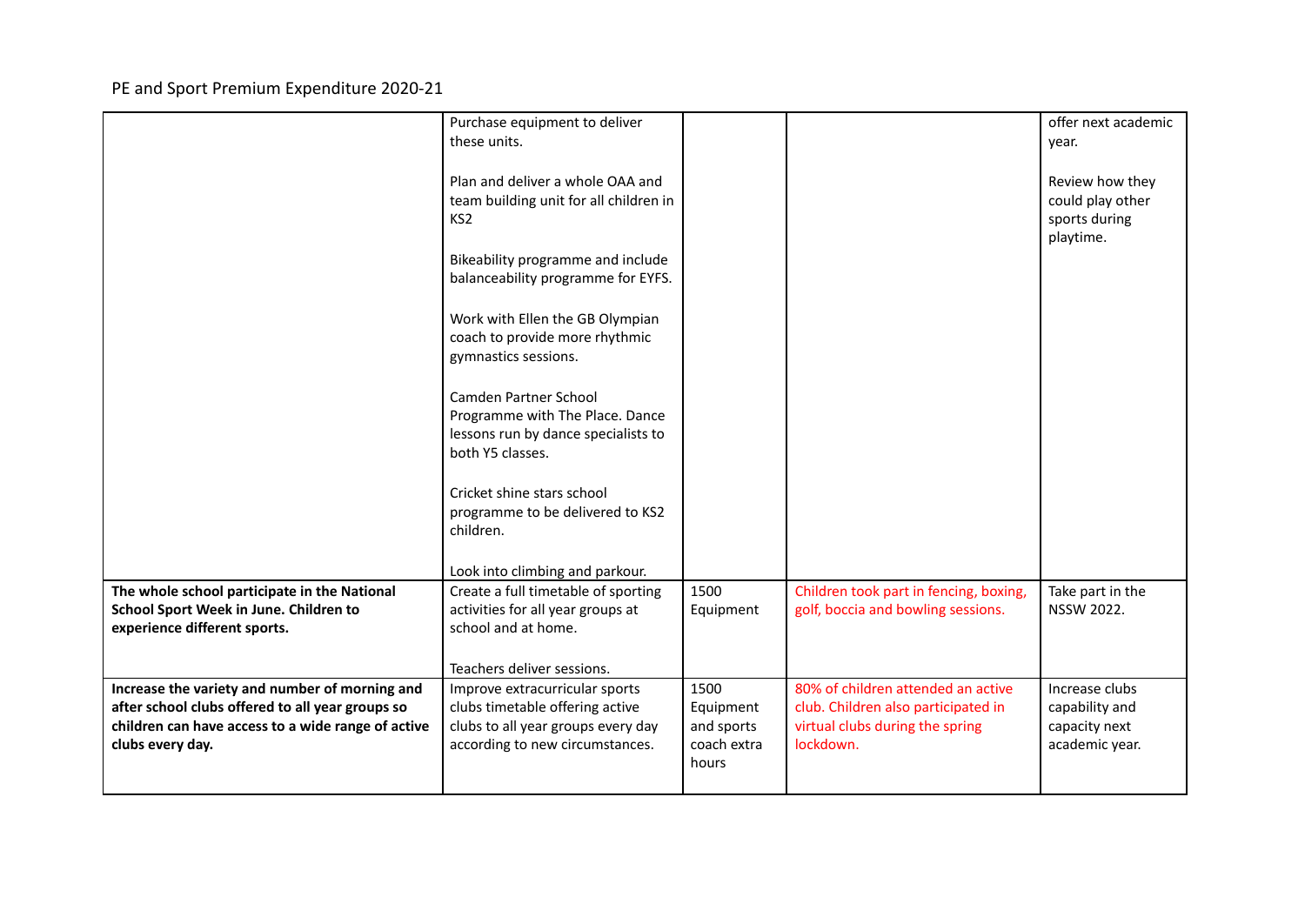PE and Sport Premium Expenditure 2020-21

| | | | | |
|---|---|---|---|---|
| | Purchase equipment to deliver these units.<br><br>Plan and deliver a whole OAA and team building unit for all children in KS2<br><br>Bikeability programme and include balanceability programme for EYFS.<br><br>Work with Ellen the GB Olympian coach to provide more rhythmic gymnastics sessions.<br><br>Camden Partner School Programme with The Place. Dance lessons run by dance specialists to both Y5 classes.<br><br>Cricket shine stars school programme to be delivered to KS2 children.<br><br>Look into climbing and parkour. | | | offer next academic year.<br><br>Review how they could play other sports during playtime. |
| **The whole school participate in the National School Sport Week in June. Children to experience different sports.** | Create a full timetable of sporting activities for all year groups at school and at home.<br><br>Teachers deliver sessions. | 1500 Equipment | Children took part in fencing, boxing, golf, boccia and bowling sessions. | Take part in the NSSW 2022. |
| **Increase the variety and number of morning and after school clubs offered to all year groups so children can have access to a wide range of active clubs every day.** | Improve extracurricular sports clubs timetable offering active clubs to all year groups every day according to new circumstances. | 1500 Equipment and sports coach extra hours | 80% of children attended an active club. Children also participated in virtual clubs during the spring lockdown. | Increase clubs capability and capacity next academic year. |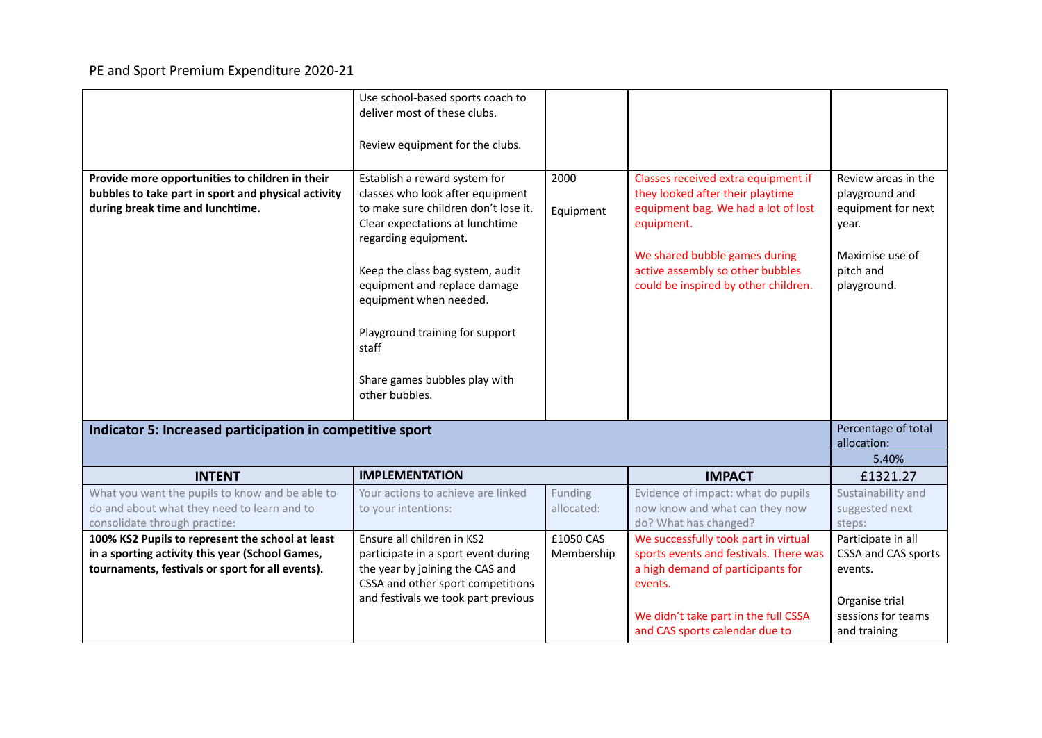PE and Sport Premium Expenditure 2020-21

| | | | | |
|---|---|---|---|---|
| | Use school-based sports coach to deliver most of these clubs.<br><br>Review equipment for the clubs. | | | |
| **Provide more opportunities to children in their bubbles to take part in sport and physical activity during break time and lunchtime.** | Establish a reward system for classes who look after equipment to make sure children don't lose it. Clear expectations at lunchtime regarding equipment.<br><br>Keep the class bag system, audit equipment and replace damage equipment when needed.<br><br>Playground training for support staff<br><br>Share games bubbles play with other bubbles. | 2000<br><br>Equipment | Classes received extra equipment if they looked after their playtime equipment bag. We had a lot of lost equipment.<br><br>We shared bubble games during active assembly so other bubbles could be inspired by other children. | Review areas in the playground and equipment for next year.<br><br>Maximise use of pitch and playground. |

| **Indicator 5: Increased participation in competitive sport** | | | | Percentage of total allocation: 5.40% |
|---|---|---|---|---|
| **INTENT** | **IMPLEMENTATION** | | **IMPACT** | £1321.27 |
| What you want the pupils to know and be able to do and about what they need to learn and to consolidate through practice: | Your actions to achieve are linked to your intentions: | Funding allocated: | Evidence of impact: what do pupils now know and what can they now do? What has changed? | Sustainability and suggested next steps: |
| **100% KS2 Pupils to represent the school at least in a sporting activity this year (School Games, tournaments, festivals or sport for all events).** | Ensure all children in KS2 participate in a sport event during the year by joining the CAS and CSSA and other sport competitions and festivals we took part previous | £1050 CAS Membership | We successfully took part in virtual sports events and festivals. There was a high demand of participants for events.<br><br>We didn't take part in the full CSSA and CAS sports calendar due to | Participate in all CSSA and CAS sports events.<br><br>Organise trial sessions for teams and training |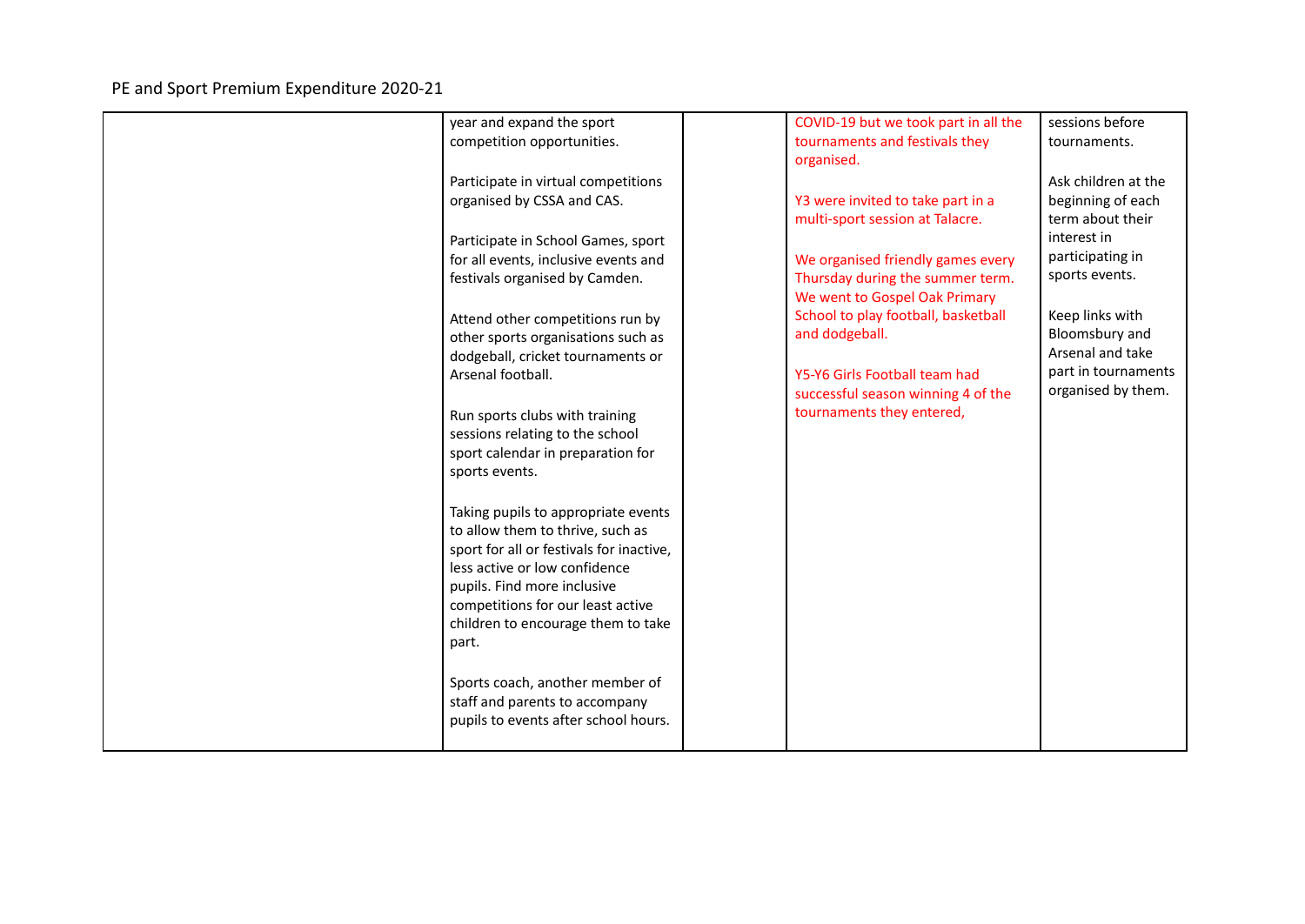PE and Sport Premium Expenditure 2020-21

| | | | | |
|---|---|---|---|---|
| | year and expand the sport competition opportunities.<br><br>Participate in virtual competitions organised by CSSA and CAS.<br><br>Participate in School Games, sport for all events, inclusive events and festivals organised by Camden.<br><br>Attend other competitions run by other sports organisations such as dodgeball, cricket tournaments or Arsenal football.<br><br>Run sports clubs with training sessions relating to the school sport calendar in preparation for sports events.<br><br>Taking pupils to appropriate events to allow them to thrive, such as sport for all or festivals for inactive, less active or low confidence pupils. Find more inclusive competitions for our least active children to encourage them to take part.<br><br>Sports coach, another member of staff and parents to accompany pupils to events after school hours. | | COVID-19 but we took part in all the tournaments and festivals they organised.<br><br>Y3 were invited to take part in a multi-sport session at Talacre.<br><br>We organised friendly games every Thursday during the summer term. We went to Gospel Oak Primary School to play football, basketball and dodgeball.<br><br>Y5-Y6 Girls Football team had successful season winning 4 of the tournaments they entered, | sessions before tournaments.<br><br>Ask children at the beginning of each term about their interest in participating in sports events.<br><br>Keep links with Bloomsbury and Arsenal and take part in tournaments organised by them. |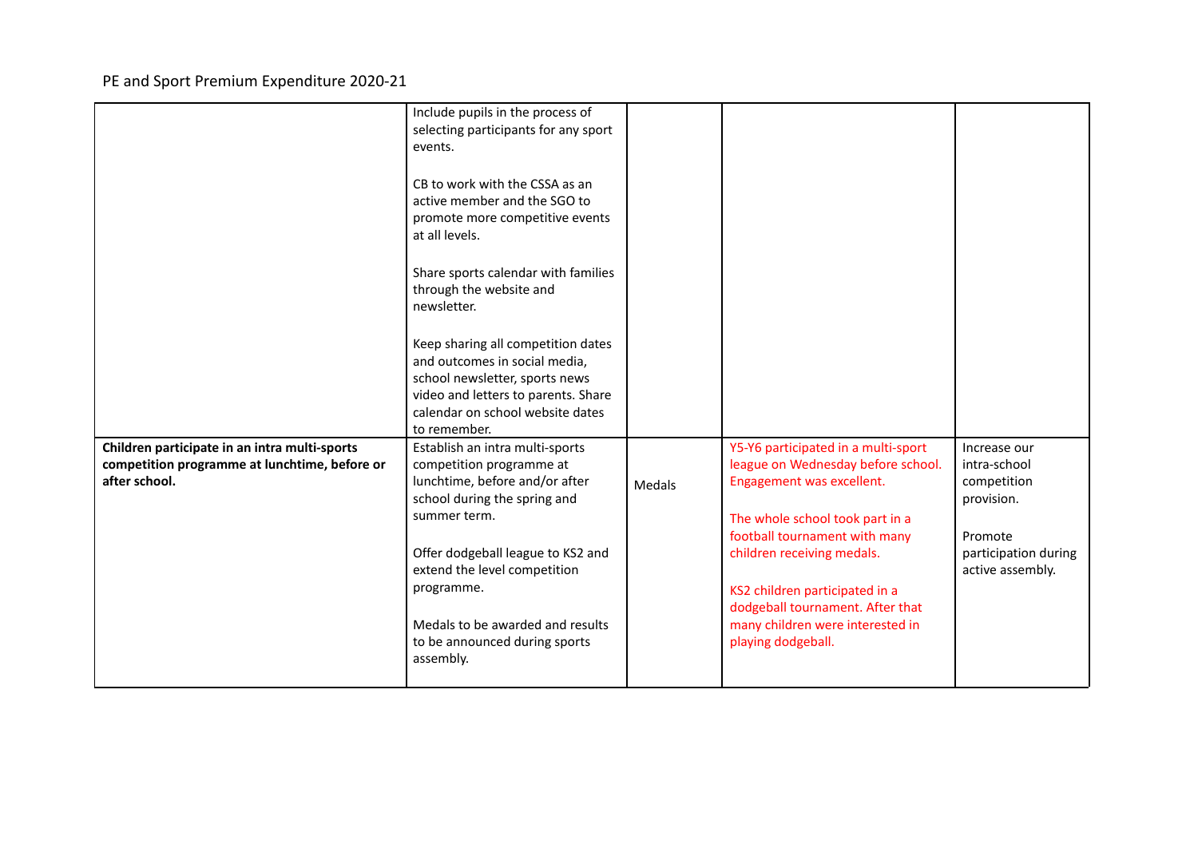PE and Sport Premium Expenditure 2020-21

| | | | | |
|---|---|---|---|---|
| | Include pupils in the process of selecting participants for any sport events.<br><br>CB to work with the CSSA as an active member and the SGO to promote more competitive events at all levels.<br><br>Share sports calendar with families through the website and newsletter.<br><br>Keep sharing all competition dates and outcomes in social media, school newsletter, sports news video and letters to parents. Share calendar on school website dates to remember. | | | |
| **Children participate in an intra multi-sports competition programme at lunchtime, before or after school.** | Establish an intra multi-sports competition programme at lunchtime, before and/or after school during the spring and summer term.<br><br>Offer dodgeball league to KS2 and extend the level competition programme.<br><br>Medals to be awarded and results to be announced during sports assembly. | Medals | Y5-Y6 participated in a multi-sport league on Wednesday before school. Engagement was excellent.<br><br>The whole school took part in a football tournament with many children receiving medals.<br><br>KS2 children participated in a dodgeball tournament. After that many children were interested in playing dodgeball. | Increase our intra-school competition provision.<br><br>Promote participation during active assembly. |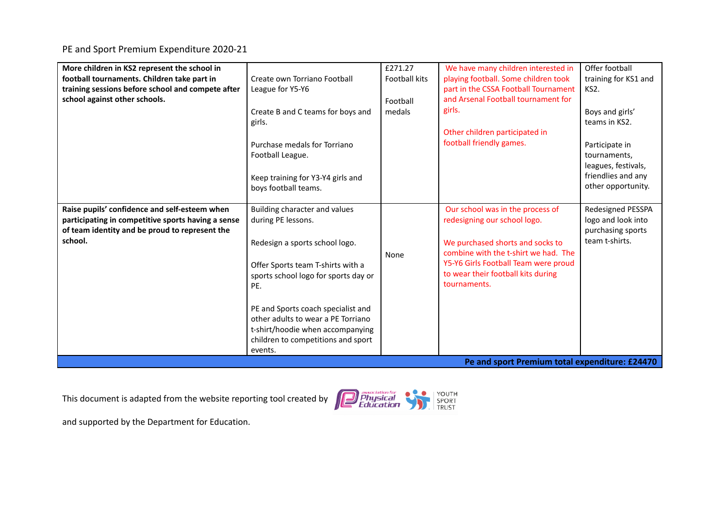PE and Sport Premium Expenditure 2020-21

| | | | | |
|---|---|---|---|---|
| **More children in KS2 represent the school in football tournaments. Children take part in training sessions before school and compete after school against other schools.** | Create own Torriano Football League for Y5-Y6<br><br>Create B and C teams for boys and girls.<br><br>Purchase medals for Torriano Football League.<br><br>Keep training for Y3-Y4 girls and boys football teams. | £271.27 Football kits<br><br>Football medals | We have many children interested in playing football. Some children took part in the CSSA Football Tournament and Arsenal Football tournament for girls.<br><br>Other children participated in football friendly games. | Offer football training for KS1 and KS2.<br><br>Boys and girls' teams in KS2.<br><br>Participate in tournaments, leagues, festivals, friendlies and any other opportunity. |
| **Raise pupils' confidence and self-esteem when participating in competitive sports having a sense of team identity and be proud to represent the school.** | Building character and values during PE lessons.<br><br>Redesign a sports school logo.<br><br>Offer Sports team T-shirts with a sports school logo for sports day or PE.<br><br>PE and Sports coach specialist and other adults to wear a PE Torriano t-shirt/hoodie when accompanying children to competitions and sport events. | None | Our school was in the process of redesigning our school logo.<br><br>We purchased shorts and socks to combine with the t-shirt we had. The Y5-Y6 Girls Football Team were proud to wear their football kits during tournaments. | Redesigned PESSPA logo and look into purchasing sports team t-shirts. |
| | | | | **Pe and sport Premium total expenditure: £24470** |

This document is adapted from the website reporting tool created by association for Physical Education, Youth Sport Trust

and supported by the Department for Education.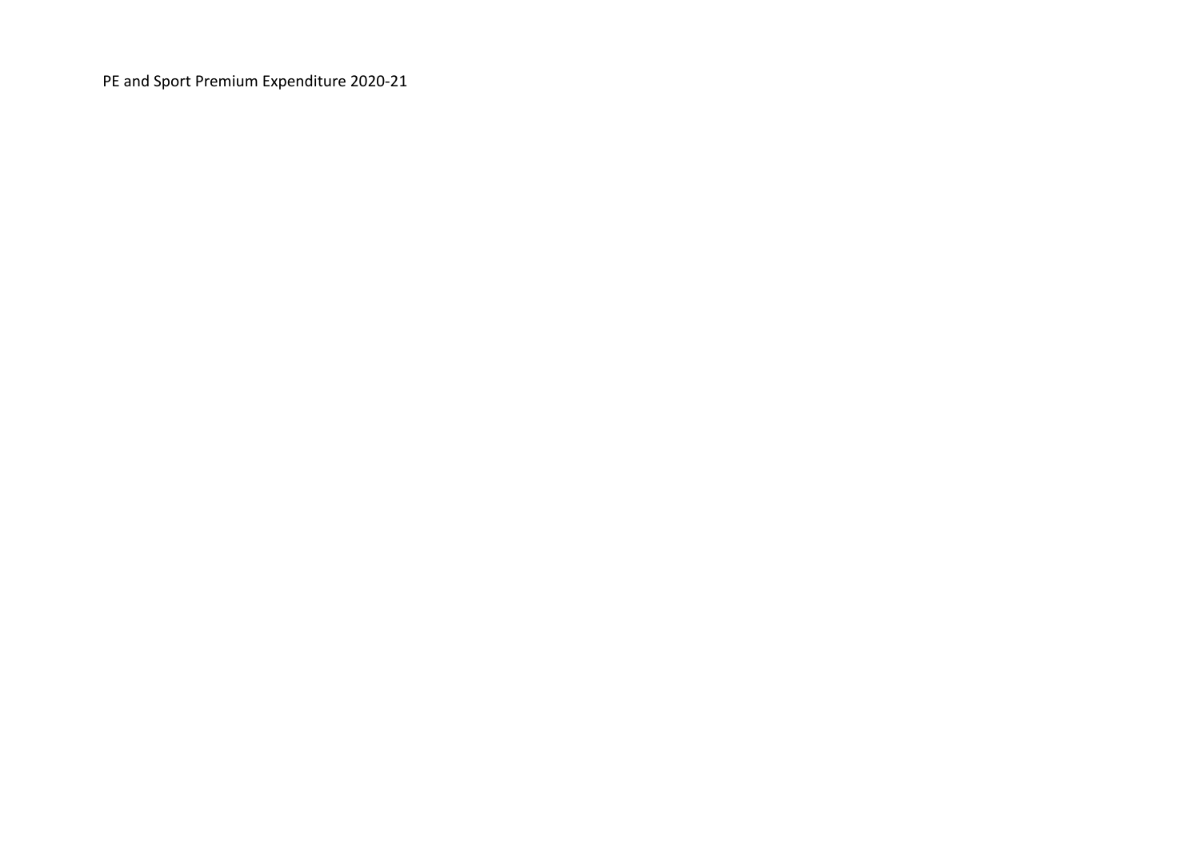PE and Sport Premium Expenditure 2020-21